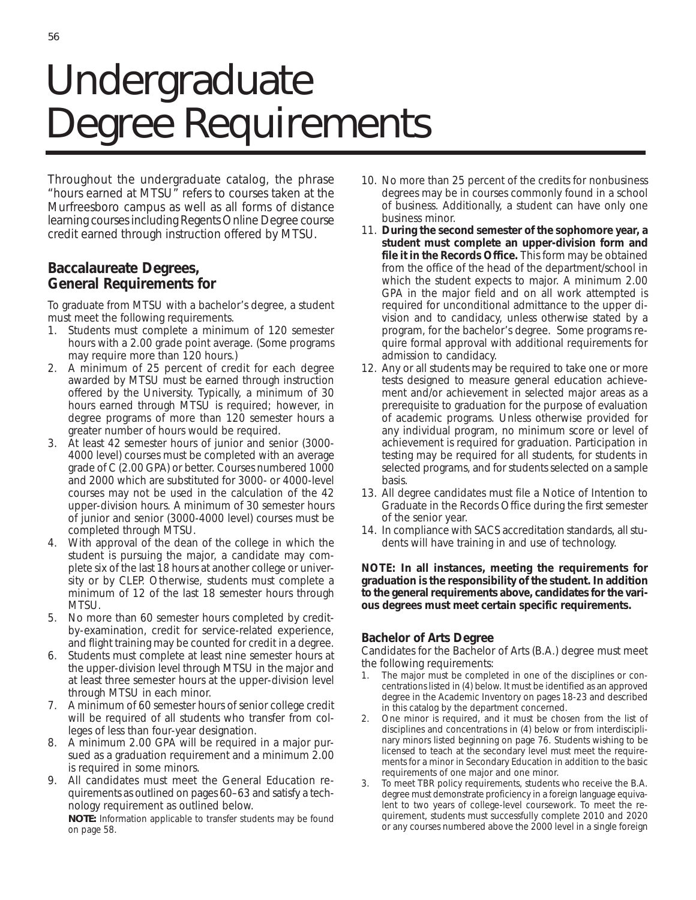# Undergraduate Degree Requirements

Throughout the undergraduate catalog, the phrase "hours earned at MTSU" refers to courses taken at the Murfreesboro campus as well as all forms of distance learning courses including Regents Online Degree course credit earned through instruction offered by MTSU.

## Baccalaureate Degrees, General Requirements for

To graduate from MTSU with a bachelor's degree, a student must meet the following requirements.

1. Students must complete a minimum of 120 semester hours with a 2.00 grade point average. (Some programs may require more than 120 hours.)
2. A minimum of 25 percent of credit for each degree awarded by MTSU must be earned through instruction offered by the University. Typically, a minimum of 30 hours earned through MTSU is required; however, in degree programs of more than 120 semester hours a greater number of hours would be required.
3. At least 42 semester hours of junior and senior (3000-4000 level) courses must be completed with an average grade of C (2.00 GPA) or better. Courses numbered 1000 and 2000 which are substituted for 3000- or 4000-level courses may not be used in the calculation of the 42 upper-division hours. A minimum of 30 semester hours of junior and senior (3000-4000 level) courses must be completed through MTSU.
4. With approval of the dean of the college in which the student is pursuing the major, a candidate may complete six of the last 18 hours at another college or university or by CLEP. Otherwise, students must complete a minimum of 12 of the last 18 semester hours through MTSU.
5. No more than 60 semester hours completed by credit-by-examination, credit for service-related experience, and flight training may be counted for credit in a degree.
6. Students must complete at least nine semester hours at the upper-division level through MTSU in the major and at least three semester hours at the upper-division level through MTSU in each minor.
7. A minimum of 60 semester hours of senior college credit will be required of all students who transfer from colleges of less than four-year designation.
8. A minimum 2.00 GPA will be required in a major pursued as a graduation requirement and a minimum 2.00 is required in some minors.
9. All candidates must meet the General Education requirements as outlined on pages 60–63 and satisfy a technology requirement as outlined below.

   **NOTE:** Information applicable to transfer students may be found on page 58.
10. No more than 25 percent of the credits for nonbusiness degrees may be in courses commonly found in a school of business. Additionally, a student can have only one business minor.
11. **During the second semester of the sophomore year, a student must complete an upper-division form and file it in the Records Office.** This form may be obtained from the office of the head of the department/school in which the student expects to major. A minimum 2.00 GPA in the major field and on all work attempted is required for unconditional admittance to the upper division and to candidacy, unless otherwise stated by a program, for the bachelor's degree. Some programs require formal approval with additional requirements for admission to candidacy.
12. Any or all students may be required to take one or more tests designed to measure general education achievement and/or achievement in selected major areas as a prerequisite to graduation for the purpose of evaluation of academic programs. Unless otherwise provided for any individual program, no minimum score or level of achievement is required for graduation. Participation in testing may be required for all students, for students in selected programs, and for students selected on a sample basis.
13. All degree candidates must file a Notice of Intention to Graduate in the Records Office during the first semester of the senior year.
14. In compliance with SACS accreditation standards, all students will have training in and use of technology.

**NOTE: In all instances, meeting the requirements for graduation is the responsibility of the student. In addition to the general requirements above, candidates for the various degrees must meet certain specific requirements.**

### Bachelor of Arts Degree

Candidates for the Bachelor of Arts (B.A.) degree must meet the following requirements:

1. The major must be completed in one of the disciplines or concentrations listed in (4) below. It must be identified as an approved degree in the Academic Inventory on pages 18-23 and described in this catalog by the department concerned.
2. One minor is required, and it must be chosen from the list of disciplines and concentrations in (4) below or from interdisciplinary minors listed beginning on page 76. Students wishing to be licensed to teach at the secondary level must meet the requirements for a minor in Secondary Education in addition to the basic requirements of one major and one minor.
3. To meet TBR policy requirements, students who receive the B.A. degree must demonstrate proficiency in a foreign language equivalent to two years of college-level coursework. To meet the requirement, students must successfully complete 2010 and 2020 or any courses numbered above the 2000 level in a single foreign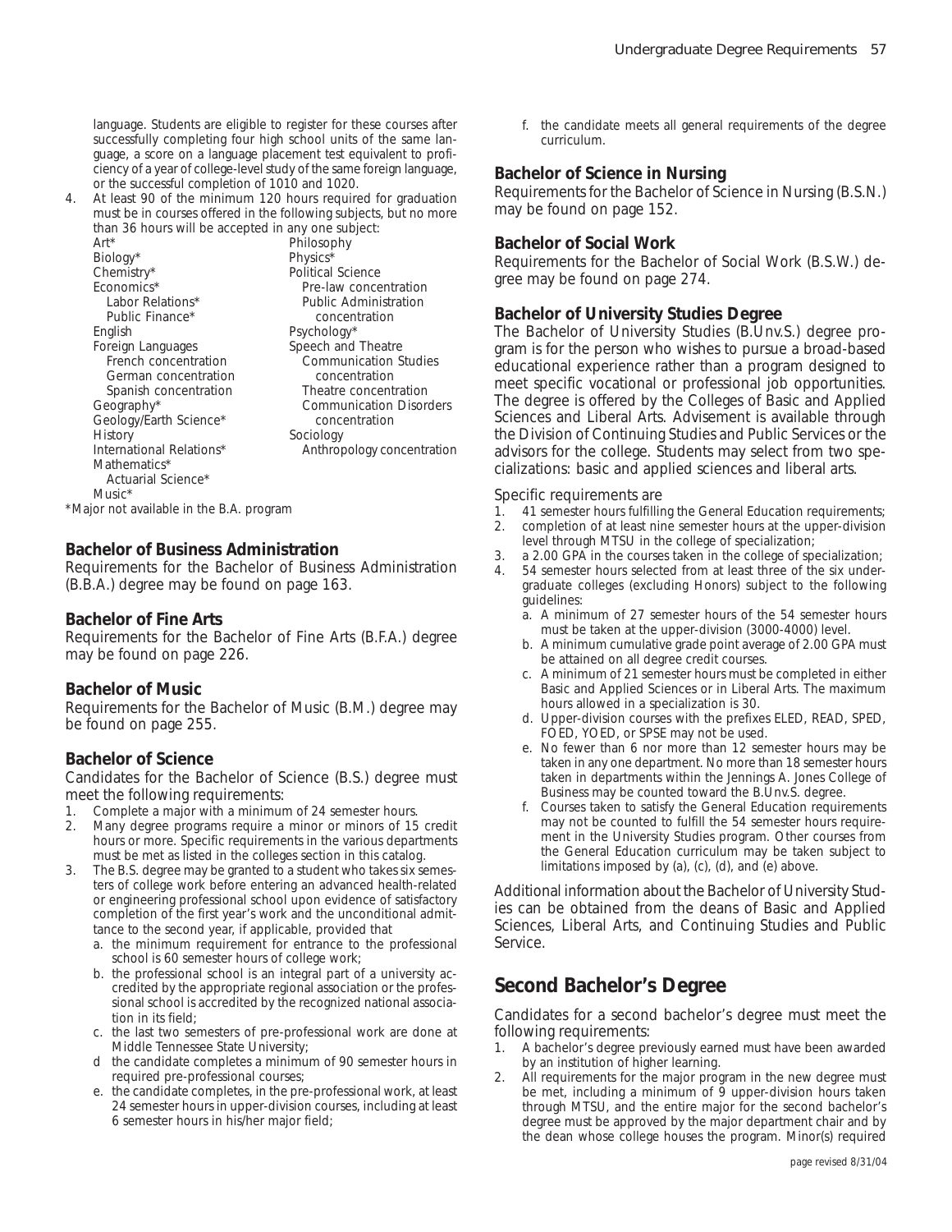language. Students are eligible to register for these courses after successfully completing four high school units of the same language, a score on a language placement test equivalent to proficiency of a year of college-level study of the same foreign language, or the successful completion of 1010 and 1020.

4. At least 90 of the minimum 120 hours required for graduation must be in courses offered in the following subjects, but no more than 36 hours will be accepted in any one subject:

- Art*
- Biology*
- Chemistry*
- Economics*
  - Labor Relations*
  - Public Finance*
- English
- Foreign Languages
  - French concentration
  - German concentration
  - Spanish concentration
- Geography*
- Geology/Earth Science*
- History
- International Relations*
- Mathematics*
  - Actuarial Science*
- Music*
- Philosophy
- Physics*
- Political Science
  - Pre-law concentration
  - Public Administration concentration
- Psychology*
- Speech and Theatre
  - Communication Studies concentration
  - Theatre concentration
  - Communication Disorders concentration
- Sociology
  - Anthropology concentration

*Major not available in the B.A. program

### Bachelor of Business Administration

Requirements for the Bachelor of Business Administration (B.B.A.) degree may be found on page 163.

### Bachelor of Fine Arts

Requirements for the Bachelor of Fine Arts (B.F.A.) degree may be found on page 226.

### Bachelor of Music

Requirements for the Bachelor of Music (B.M.) degree may be found on page 255.

### Bachelor of Science

Candidates for the Bachelor of Science (B.S.) degree must meet the following requirements:

1. Complete a major with a minimum of 24 semester hours.
2. Many degree programs require a minor or minors of 15 credit hours or more. Specific requirements in the various departments must be met as listed in the colleges section in this catalog.
3. The B.S. degree may be granted to a student who takes six semesters of college work before entering an advanced health-related or engineering professional school upon evidence of satisfactory completion of the first year's work and the unconditional admittance to the second year, if applicable, provided that
   a. the minimum requirement for entrance to the professional school is 60 semester hours of college work;
   b. the professional school is an integral part of a university accredited by the appropriate regional association or the professional school is accredited by the recognized national association in its field;
   c. the last two semesters of pre-professional work are done at Middle Tennessee State University;
   d the candidate completes a minimum of 90 semester hours in required pre-professional courses;
   e. the candidate completes, in the pre-professional work, at least 24 semester hours in upper-division courses, including at least 6 semester hours in his/her major field;
   f. the candidate meets all general requirements of the degree curriculum.

### Bachelor of Science in Nursing

Requirements for the Bachelor of Science in Nursing (B.S.N.) may be found on page 152.

### Bachelor of Social Work

Requirements for the Bachelor of Social Work (B.S.W.) degree may be found on page 274.

### Bachelor of University Studies Degree

The Bachelor of University Studies (B.Unv.S.) degree program is for the person who wishes to pursue a broad-based educational experience rather than a program designed to meet specific vocational or professional job opportunities. The degree is offered by the Colleges of Basic and Applied Sciences and Liberal Arts. Advisement is available through the Division of Continuing Studies and Public Services or the advisors for the college. Students may select from two specializations: basic and applied sciences and liberal arts.

Specific requirements are

1. 41 semester hours fulfilling the General Education requirements;
2. completion of at least nine semester hours at the upper-division level through MTSU in the college of specialization;
3. a 2.00 GPA in the courses taken in the college of specialization;
4. 54 semester hours selected from at least three of the six undergraduate colleges (excluding Honors) subject to the following guidelines:
   a. A minimum of 27 semester hours of the 54 semester hours must be taken at the upper-division (3000-4000) level.
   b. A minimum cumulative grade point average of 2.00 GPA must be attained on all degree credit courses.
   c. A minimum of 21 semester hours must be completed in either Basic and Applied Sciences or in Liberal Arts. The maximum hours allowed in a specialization is 30.
   d. Upper-division courses with the prefixes ELED, READ, SPED, FOED, YOED, or SPSE may not be used.
   e. No fewer than 6 nor more than 12 semester hours may be taken in any one department. No more than 18 semester hours taken in departments within the Jennings A. Jones College of Business may be counted toward the B.Unv.S. degree.
   f. Courses taken to satisfy the General Education requirements may not be counted to fulfill the 54 semester hours requirement in the University Studies program. Other courses from the General Education curriculum may be taken subject to limitations imposed by (a), (c), (d), and (e) above.

Additional information about the Bachelor of University Studies can be obtained from the deans of Basic and Applied Sciences, Liberal Arts, and Continuing Studies and Public Service.

## Second Bachelor's Degree

Candidates for a second bachelor's degree must meet the following requirements:

1. A bachelor's degree previously earned must have been awarded by an institution of higher learning.
2. All requirements for the major program in the new degree must be met, including a minimum of 9 upper-division hours taken through MTSU, and the entire major for the second bachelor's degree must be approved by the major department chair and by the dean whose college houses the program. Minor(s) required

page revised 8/31/04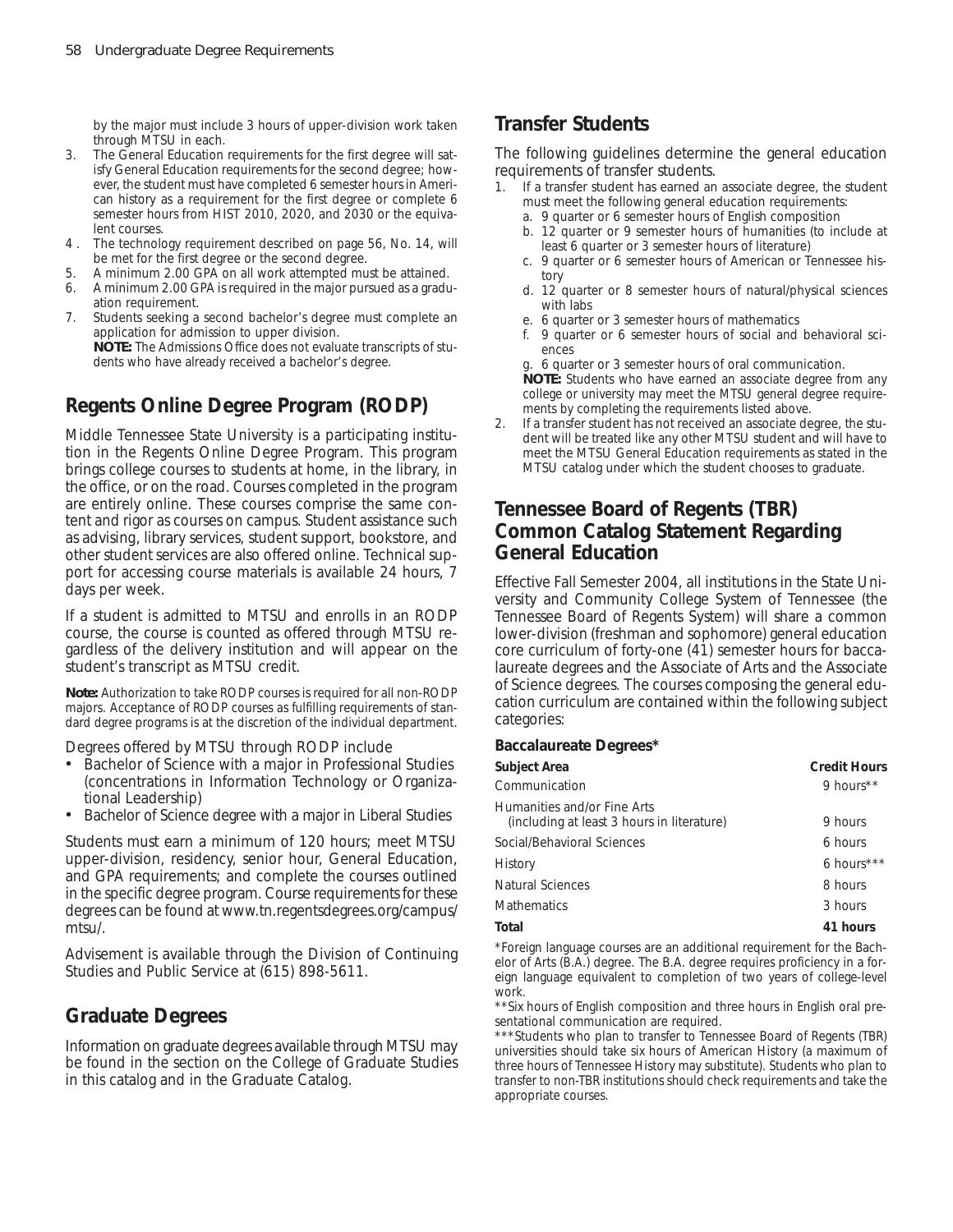by the major must include 3 hours of upper-division work taken through MTSU in each.

3. The General Education requirements for the first degree will satisfy General Education requirements for the second degree; however, the student must have completed 6 semester hours in American history as a requirement for the first degree or complete 6 semester hours from HIST 2010, 2020, and 2030 or the equivalent courses.
4. The technology requirement described on page 56, No. 14, will be met for the first degree or the second degree.
5. A minimum 2.00 GPA on all work attempted must be attained.
6. A minimum 2.00 GPA is required in the major pursued as a graduation requirement.
7. Students seeking a second bachelor's degree must complete an application for admission to upper division.
   **NOTE:** The Admissions Office does not evaluate transcripts of students who have already received a bachelor's degree.

## Regents Online Degree Program (RODP)

Middle Tennessee State University is a participating institution in the Regents Online Degree Program. This program brings college courses to students at home, in the library, in the office, or on the road. Courses completed in the program are entirely online. These courses comprise the same content and rigor as courses on campus. Student assistance such as advising, library services, student support, bookstore, and other student services are also offered online. Technical support for accessing course materials is available 24 hours, 7 days per week.

If a student is admitted to MTSU and enrolls in an RODP course, the course is counted as offered through MTSU regardless of the delivery institution and will appear on the student's transcript as MTSU credit.

**Note:** Authorization to take RODP courses is required for all non-RODP majors. Acceptance of RODP courses as fulfilling requirements of standard degree programs is at the discretion of the individual department.

Degrees offered by MTSU through RODP include

- Bachelor of Science with a major in Professional Studies (concentrations in Information Technology or Organizational Leadership)
- Bachelor of Science degree with a major in Liberal Studies

Students must earn a minimum of 120 hours; meet MTSU upper-division, residency, senior hour, General Education, and GPA requirements; and complete the courses outlined in the specific degree program. Course requirements for these degrees can be found at www.tn.regentsdegrees.org/campus/mtsu/.

Advisement is available through the Division of Continuing Studies and Public Service at (615) 898-5611.

## Graduate Degrees

Information on graduate degrees available through MTSU may be found in the section on the College of Graduate Studies in this catalog and in the Graduate Catalog.

## Transfer Students

The following guidelines determine the general education requirements of transfer students.

1. If a transfer student has earned an associate degree, the student must meet the following general education requirements:
   a. 9 quarter or 6 semester hours of English composition
   b. 12 quarter or 9 semester hours of humanities (to include at least 6 quarter or 3 semester hours of literature)
   c. 9 quarter or 6 semester hours of American or Tennessee history
   d. 12 quarter or 8 semester hours of natural/physical sciences with labs
   e. 6 quarter or 3 semester hours of mathematics
   f. 9 quarter or 6 semester hours of social and behavioral sciences
   g. 6 quarter or 3 semester hours of oral communication.

   **NOTE:** Students who have earned an associate degree from any college or university may meet the MTSU general degree requirements by completing the requirements listed above.
2. If a transfer student has not received an associate degree, the student will be treated like any other MTSU student and will have to meet the MTSU General Education requirements as stated in the MTSU catalog under which the student chooses to graduate.

## Tennessee Board of Regents (TBR) Common Catalog Statement Regarding General Education

Effective Fall Semester 2004, all institutions in the State University and Community College System of Tennessee (the Tennessee Board of Regents System) will share a common lower-division (freshman and sophomore) general education core curriculum of forty-one (41) semester hours for baccalaureate degrees and the Associate of Arts and the Associate of Science degrees. The courses composing the general education curriculum are contained within the following subject categories:

**Baccalaureate Degrees***

| Subject Area | Credit Hours |
|---|---|
| Communication | 9 hours** |
| Humanities and/or Fine Arts (including at least 3 hours in literature) | 9 hours |
| Social/Behavioral Sciences | 6 hours |
| History | 6 hours*** |
| Natural Sciences | 8 hours |
| Mathematics | 3 hours |
| **Total** | **41 hours** |

*Foreign language courses are an additional requirement for the Bachelor of Arts (B.A.) degree. The B.A. degree requires proficiency in a foreign language equivalent to completion of two years of college-level work.

**Six hours of English composition and three hours in English oral presentational communication are required.

***Students who plan to transfer to Tennessee Board of Regents (TBR) universities should take six hours of American History (a maximum of three hours of Tennessee History may substitute). Students who plan to transfer to non-TBR institutions should check requirements and take the appropriate courses.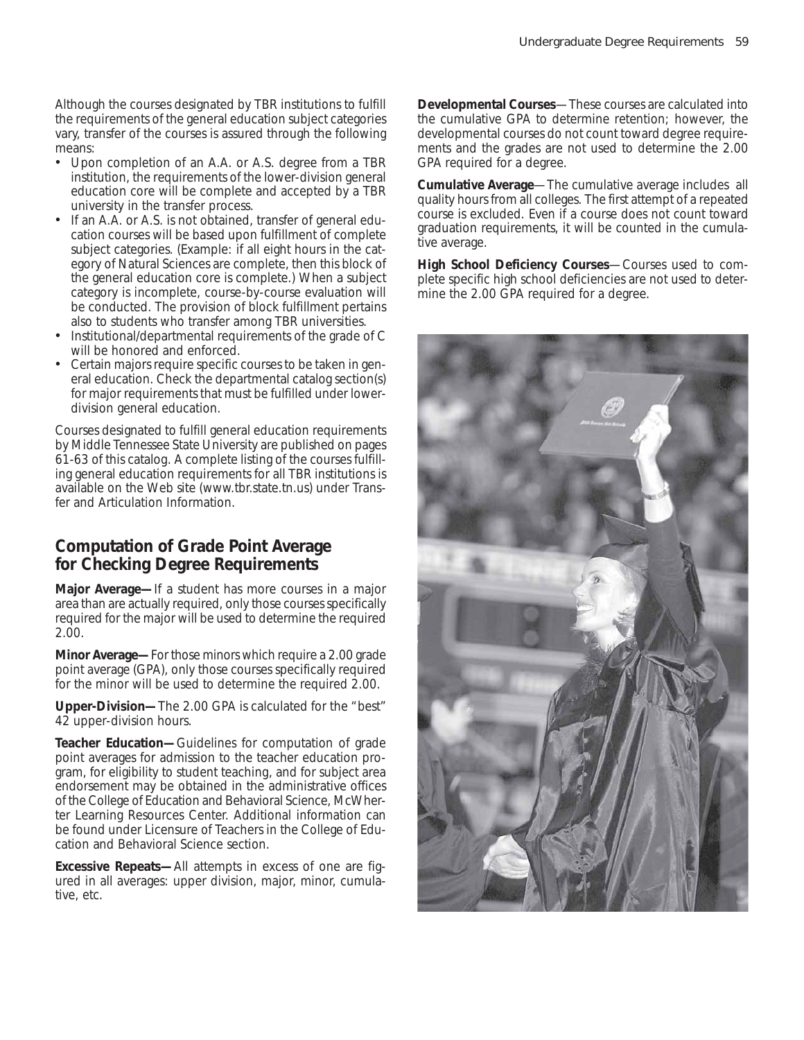Although the courses designated by TBR institutions to fulfill the requirements of the general education subject categories vary, transfer of the courses is assured through the following means:

- Upon completion of an A.A. or A.S. degree from a TBR institution, the requirements of the lower-division general education core will be complete and accepted by a TBR university in the transfer process.
- If an A.A. or A.S. is not obtained, transfer of general education courses will be based upon fulfillment of complete subject categories. (Example: if all eight hours in the category of Natural Sciences are complete, then this block of the general education core is complete.) When a subject category is incomplete, course-by-course evaluation will be conducted. The provision of block fulfillment pertains also to students who transfer among TBR universities.
- Institutional/departmental requirements of the grade of C will be honored and enforced.
- Certain majors require specific courses to be taken in general education. Check the departmental catalog section(s) for major requirements that must be fulfilled under lower-division general education.

Courses designated to fulfill general education requirements by Middle Tennessee State University are published on pages 61-63 of this catalog. A complete listing of the courses fulfilling general education requirements for all TBR institutions is available on the Web site (www.tbr.state.tn.us) under Transfer and Articulation Information.

## Computation of Grade Point Average for Checking Degree Requirements

**Major Average—** If a student has more courses in a major area than are actually required, only those courses specifically required for the major will be used to determine the required 2.00.

**Minor Average—** For those minors which require a 2.00 grade point average (GPA), only those courses specifically required for the minor will be used to determine the required 2.00.

**Upper-Division—** The 2.00 GPA is calculated for the "best" 42 upper-division hours.

**Teacher Education—** Guidelines for computation of grade point averages for admission to the teacher education program, for eligibility to student teaching, and for subject area endorsement may be obtained in the administrative offices of the College of Education and Behavioral Science, McWherter Learning Resources Center. Additional information can be found under Licensure of Teachers in the College of Education and Behavioral Science section.

**Excessive Repeats—** All attempts in excess of one are figured in all averages: upper division, major, minor, cumulative, etc.

**Developmental Courses**— These courses are calculated into the cumulative GPA to determine retention; however, the developmental courses do not count toward degree requirements and the grades are not used to determine the 2.00 GPA required for a degree.

**Cumulative Average**— The cumulative average includes all quality hours from all colleges. The first attempt of a repeated course is excluded. Even if a course does not count toward graduation requirements, it will be counted in the cumulative average.

**High School Deficiency Courses**— Courses used to complete specific high school deficiencies are not used to determine the 2.00 GPA required for a degree.